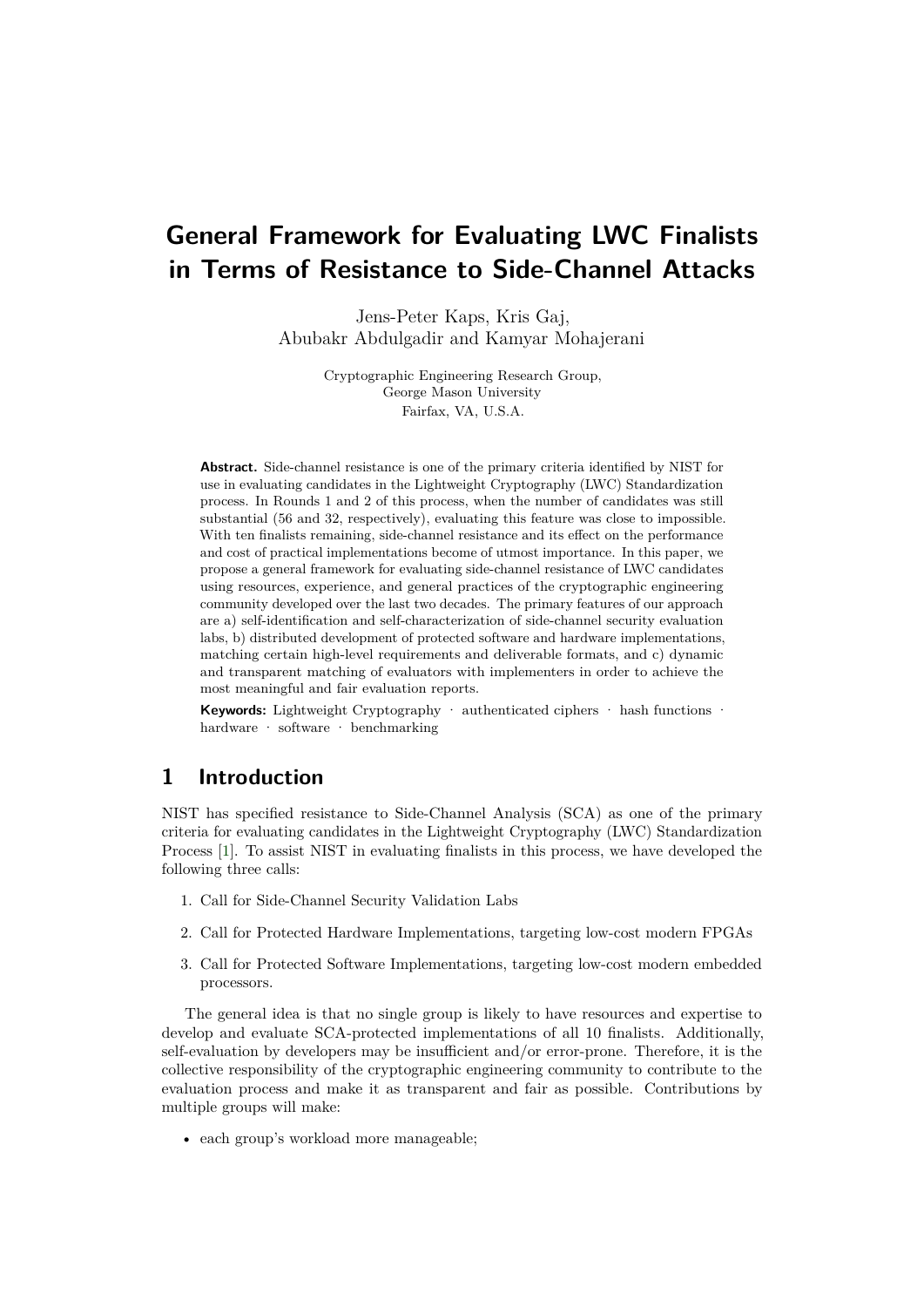# General Framework for Evaluating LWC Finalists in Terms of Resistance to Side-Channel Attacks

Jens-Peter Kaps, Kris Gaj,
Abubakr Abdulgadir and Kamyar Mohajerani

Cryptographic Engineering Research Group,
George Mason University
Fairfax, VA, U.S.A.

**Abstract.** Side-channel resistance is one of the primary criteria identified by NIST for use in evaluating candidates in the Lightweight Cryptography (LWC) Standardization process. In Rounds 1 and 2 of this process, when the number of candidates was still substantial (56 and 32, respectively), evaluating this feature was close to impossible. With ten finalists remaining, side-channel resistance and its effect on the performance and cost of practical implementations become of utmost importance. In this paper, we propose a general framework for evaluating side-channel resistance of LWC candidates using resources, experience, and general practices of the cryptographic engineering community developed over the last two decades. The primary features of our approach are a) self-identification and self-characterization of side-channel security evaluation labs, b) distributed development of protected software and hardware implementations, matching certain high-level requirements and deliverable formats, and c) dynamic and transparent matching of evaluators with implementers in order to achieve the most meaningful and fair evaluation reports.

**Keywords:** Lightweight Cryptography · authenticated ciphers · hash functions · hardware · software · benchmarking

## 1 Introduction

NIST has specified resistance to Side-Channel Analysis (SCA) as one of the primary criteria for evaluating candidates in the Lightweight Cryptography (LWC) Standardization Process [1]. To assist NIST in evaluating finalists in this process, we have developed the following three calls:

1. Call for Side-Channel Security Validation Labs
2. Call for Protected Hardware Implementations, targeting low-cost modern FPGAs
3. Call for Protected Software Implementations, targeting low-cost modern embedded processors.

The general idea is that no single group is likely to have resources and expertise to develop and evaluate SCA-protected implementations of all 10 finalists. Additionally, self-evaluation by developers may be insufficient and/or error-prone. Therefore, it is the collective responsibility of the cryptographic engineering community to contribute to the evaluation process and make it as transparent and fair as possible. Contributions by multiple groups will make:

- each group's workload more manageable;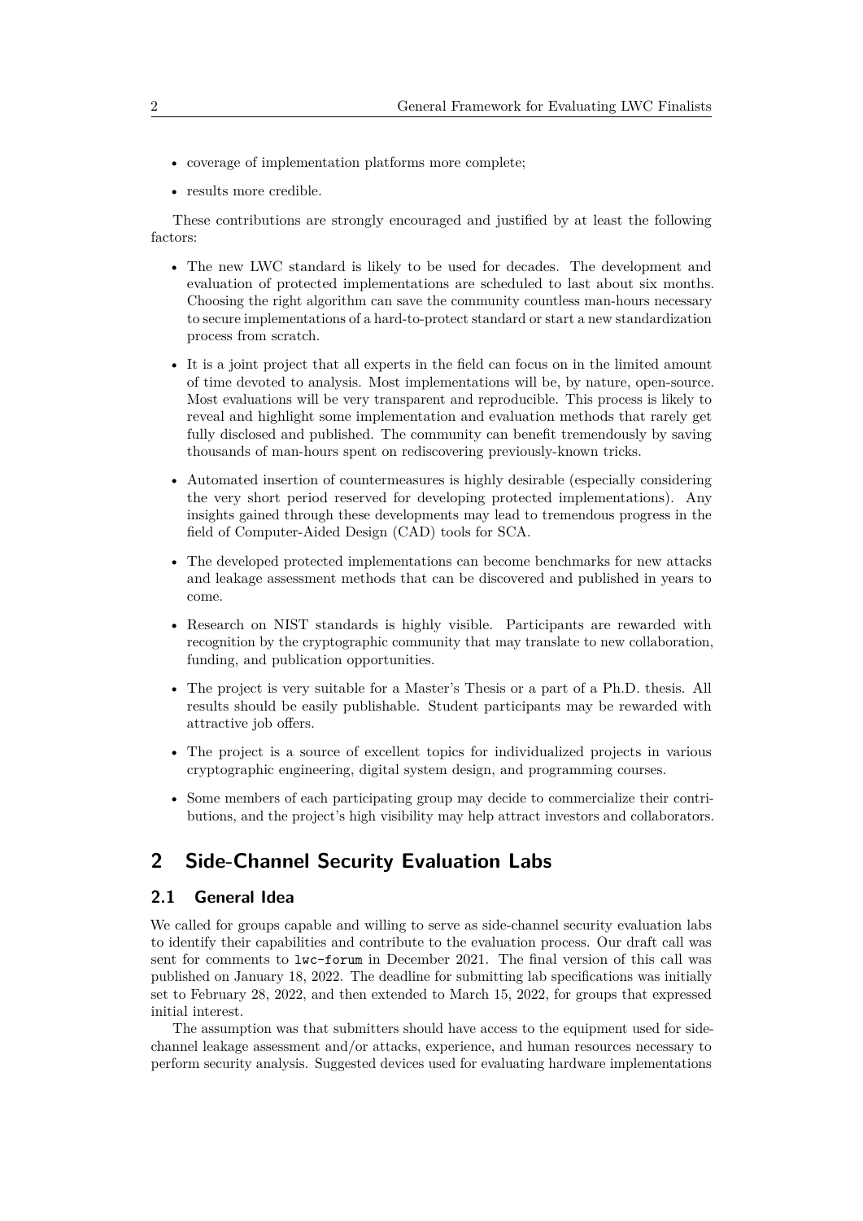- coverage of implementation platforms more complete;
- results more credible.

These contributions are strongly encouraged and justified by at least the following factors:

- The new LWC standard is likely to be used for decades. The development and evaluation of protected implementations are scheduled to last about six months. Choosing the right algorithm can save the community countless man-hours necessary to secure implementations of a hard-to-protect standard or start a new standardization process from scratch.
- It is a joint project that all experts in the field can focus on in the limited amount of time devoted to analysis. Most implementations will be, by nature, open-source. Most evaluations will be very transparent and reproducible. This process is likely to reveal and highlight some implementation and evaluation methods that rarely get fully disclosed and published. The community can benefit tremendously by saving thousands of man-hours spent on rediscovering previously-known tricks.
- Automated insertion of countermeasures is highly desirable (especially considering the very short period reserved for developing protected implementations). Any insights gained through these developments may lead to tremendous progress in the field of Computer-Aided Design (CAD) tools for SCA.
- The developed protected implementations can become benchmarks for new attacks and leakage assessment methods that can be discovered and published in years to come.
- Research on NIST standards is highly visible. Participants are rewarded with recognition by the cryptographic community that may translate to new collaboration, funding, and publication opportunities.
- The project is very suitable for a Master's Thesis or a part of a Ph.D. thesis. All results should be easily publishable. Student participants may be rewarded with attractive job offers.
- The project is a source of excellent topics for individualized projects in various cryptographic engineering, digital system design, and programming courses.
- Some members of each participating group may decide to commercialize their contributions, and the project's high visibility may help attract investors and collaborators.

# 2 Side-Channel Security Evaluation Labs

## 2.1 General Idea

We called for groups capable and willing to serve as side-channel security evaluation labs to identify their capabilities and contribute to the evaluation process. Our draft call was sent for comments to `lwc-forum` in December 2021. The final version of this call was published on January 18, 2022. The deadline for submitting lab specifications was initially set to February 28, 2022, and then extended to March 15, 2022, for groups that expressed initial interest.

The assumption was that submitters should have access to the equipment used for side-channel leakage assessment and/or attacks, experience, and human resources necessary to perform security analysis. Suggested devices used for evaluating hardware implementations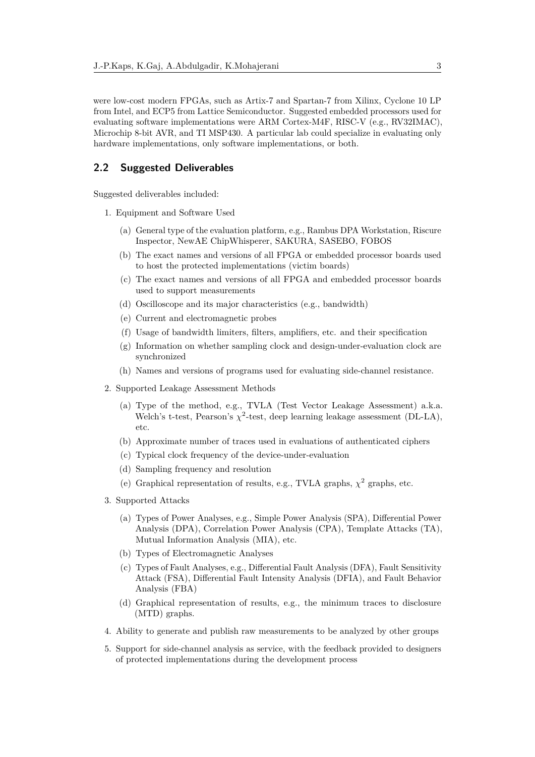were low-cost modern FPGAs, such as Artix-7 and Spartan-7 from Xilinx, Cyclone 10 LP from Intel, and ECP5 from Lattice Semiconductor. Suggested embedded processors used for evaluating software implementations were ARM Cortex-M4F, RISC-V (e.g., RV32IMAC), Microchip 8-bit AVR, and TI MSP430. A particular lab could specialize in evaluating only hardware implementations, only software implementations, or both.

## 2.2 Suggested Deliverables

Suggested deliverables included:

1. Equipment and Software Used
   (a) General type of the evaluation platform, e.g., Rambus DPA Workstation, Riscure Inspector, NewAE ChipWhisperer, SAKURA, SASEBO, FOBOS
   (b) The exact names and versions of all FPGA or embedded processor boards used to host the protected implementations (victim boards)
   (c) The exact names and versions of all FPGA and embedded processor boards used to support measurements
   (d) Oscilloscope and its major characteristics (e.g., bandwidth)
   (e) Current and electromagnetic probes
   (f) Usage of bandwidth limiters, filters, amplifiers, etc. and their specification
   (g) Information on whether sampling clock and design-under-evaluation clock are synchronized
   (h) Names and versions of programs used for evaluating side-channel resistance.
2. Supported Leakage Assessment Methods
   (a) Type of the method, e.g., TVLA (Test Vector Leakage Assessment) a.k.a. Welch's t-test, Pearson's $\chi^2$-test, deep learning leakage assessment (DL-LA), etc.
   (b) Approximate number of traces used in evaluations of authenticated ciphers
   (c) Typical clock frequency of the device-under-evaluation
   (d) Sampling frequency and resolution
   (e) Graphical representation of results, e.g., TVLA graphs, $\chi^2$ graphs, etc.
3. Supported Attacks
   (a) Types of Power Analyses, e.g., Simple Power Analysis (SPA), Differential Power Analysis (DPA), Correlation Power Analysis (CPA), Template Attacks (TA), Mutual Information Analysis (MIA), etc.
   (b) Types of Electromagnetic Analyses
   (c) Types of Fault Analyses, e.g., Differential Fault Analysis (DFA), Fault Sensitivity Attack (FSA), Differential Fault Intensity Analysis (DFIA), and Fault Behavior Analysis (FBA)
   (d) Graphical representation of results, e.g., the minimum traces to disclosure (MTD) graphs.
4. Ability to generate and publish raw measurements to be analyzed by other groups
5. Support for side-channel analysis as service, with the feedback provided to designers of protected implementations during the development process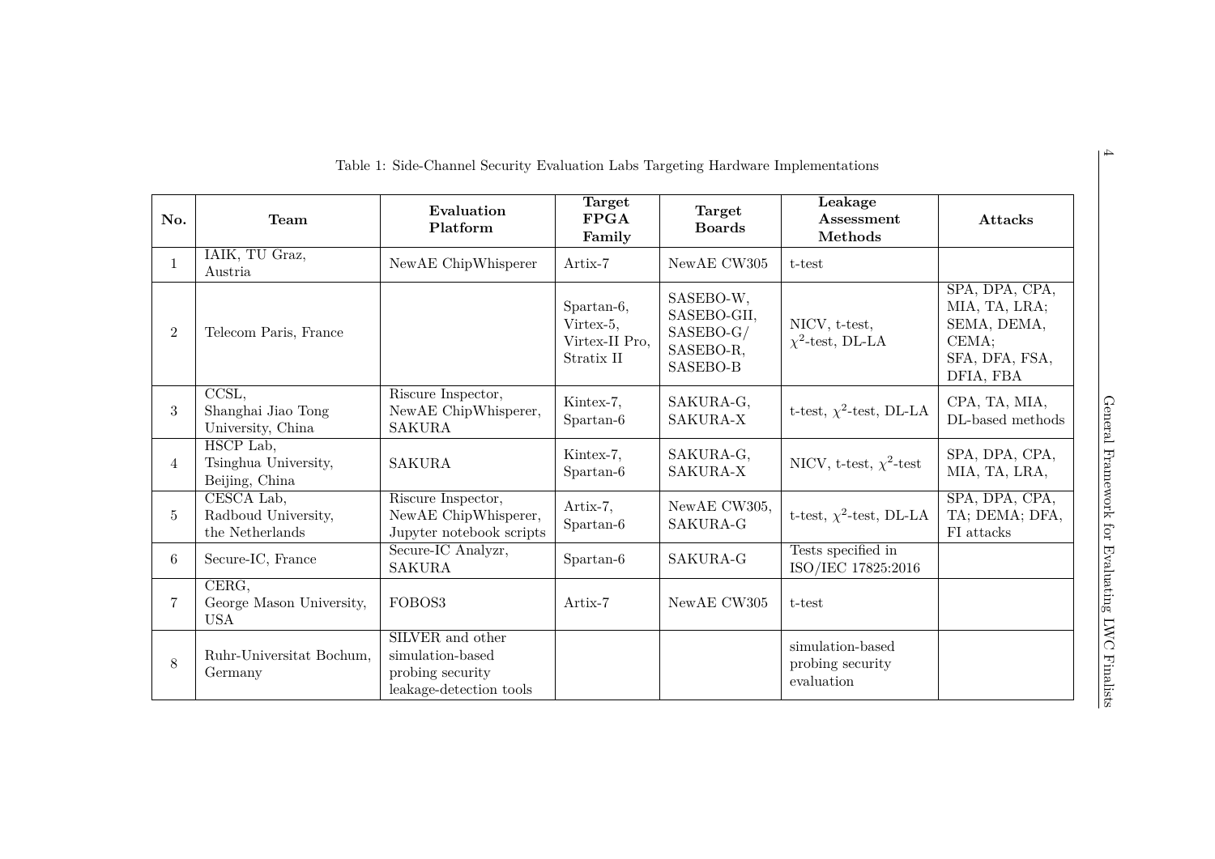Table 1: Side-Channel Security Evaluation Labs Targeting Hardware Implementations

| No. | Team | Evaluation Platform | Target FPGA Family | Target Boards | Leakage Assessment Methods | Attacks |
|---|---|---|---|---|---|---|
| 1 | IAIK, TU Graz, Austria | NewAE ChipWhisperer | Artix-7 | NewAE CW305 | t-test | |
| 2 | Telecom Paris, France | | Spartan-6, Virtex-5, Virtex-II Pro, Stratix II | SASEBO-W, SASEBO-GII, SASEBO-G/ SASEBO-R, SASEBO-B | NICV, t-test, $\chi^2$-test, DL-LA | SPA, DPA, CPA, MIA, TA, LRA; SEMA, DEMA, CEMA; SFA, DFA, FSA, DFIA, FBA |
| 3 | CCSL, Shanghai Jiao Tong University, China | Riscure Inspector, NewAE ChipWhisperer, SAKURA | Kintex-7, Spartan-6 | SAKURA-G, SAKURA-X | t-test, $\chi^2$-test, DL-LA | CPA, TA, MIA, DL-based methods |
| 4 | HSCP Lab, Tsinghua University, Beijing, China | SAKURA | Kintex-7, Spartan-6 | SAKURA-G, SAKURA-X | NICV, t-test, $\chi^2$-test | SPA, DPA, CPA, MIA, TA, LRA, |
| 5 | CESCA Lab, Radboud University, the Netherlands | Riscure Inspector, NewAE ChipWhisperer, Jupyter notebook scripts | Artix-7, Spartan-6 | NewAE CW305, SAKURA-G | t-test, $\chi^2$-test, DL-LA | SPA, DPA, CPA, TA; DEMA; DFA, FI attacks |
| 6 | Secure-IC, France | Secure-IC Analyzr, SAKURA | Spartan-6 | SAKURA-G | Tests specified in ISO/IEC 17825:2016 | |
| 7 | CERG, George Mason University, USA | FOBOS3 | Artix-7 | NewAE CW305 | t-test | |
| 8 | Ruhr-Universitat Bochum, Germany | SILVER and other simulation-based probing security leakage-detection tools | | | simulation-based probing security evaluation | |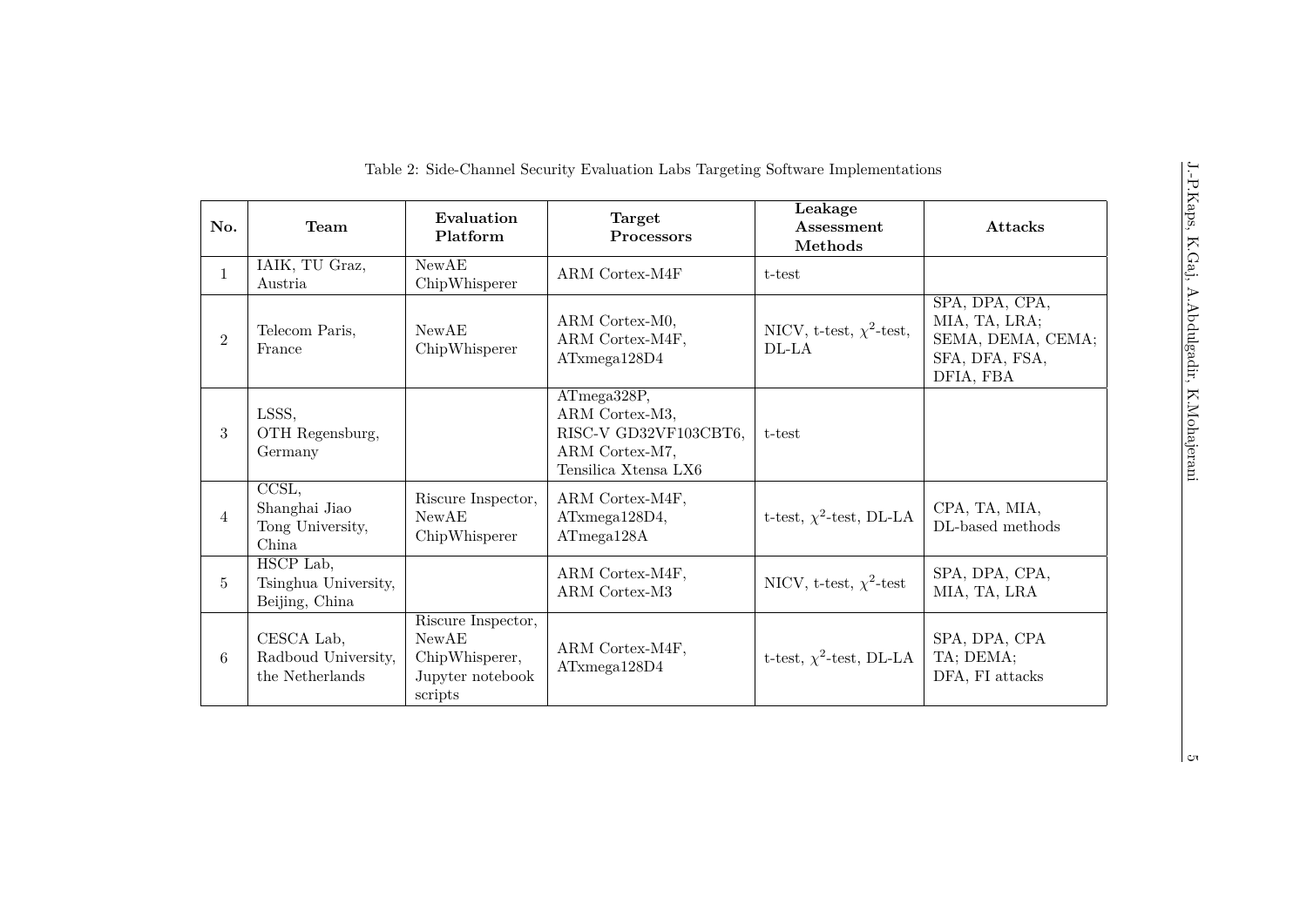Table 2: Side-Channel Security Evaluation Labs Targeting Software Implementations

| No. | Team | Evaluation Platform | Target Processors | Leakage Assessment Methods | Attacks |
|---|---|---|---|---|---|
| 1 | IAIK, TU Graz, Austria | NewAE ChipWhisperer | ARM Cortex-M4F | t-test | |
| 2 | Telecom Paris, France | NewAE ChipWhisperer | ARM Cortex-M0, ARM Cortex-M4F, ATxmega128D4 | NICV, t-test, $\chi^2$-test, DL-LA | SPA, DPA, CPA, MIA, TA, LRA; SEMA, DEMA, CEMA; SFA, DFA, FSA, DFIA, FBA |
| 3 | LSSS, OTH Regensburg, Germany | | ATmega328P, ARM Cortex-M3, RISC-V GD32VF103CBT6, ARM Cortex-M7, Tensilica Xtensa LX6 | t-test | |
| 4 | CCSL, Shanghai Jiao Tong University, China | Riscure Inspector, NewAE ChipWhisperer | ARM Cortex-M4F, ATxmega128D4, ATmega128A | t-test, $\chi^2$-test, DL-LA | CPA, TA, MIA, DL-based methods |
| 5 | HSCP Lab, Tsinghua University, Beijing, China | | ARM Cortex-M4F, ARM Cortex-M3 | NICV, t-test, $\chi^2$-test | SPA, DPA, CPA, MIA, TA, LRA |
| 6 | CESCA Lab, Radboud University, the Netherlands | Riscure Inspector, NewAE ChipWhisperer, Jupyter notebook scripts | ARM Cortex-M4F, ATxmega128D4 | t-test, $\chi^2$-test, DL-LA | SPA, DPA, CPA TA; DEMA; DFA, FI attacks |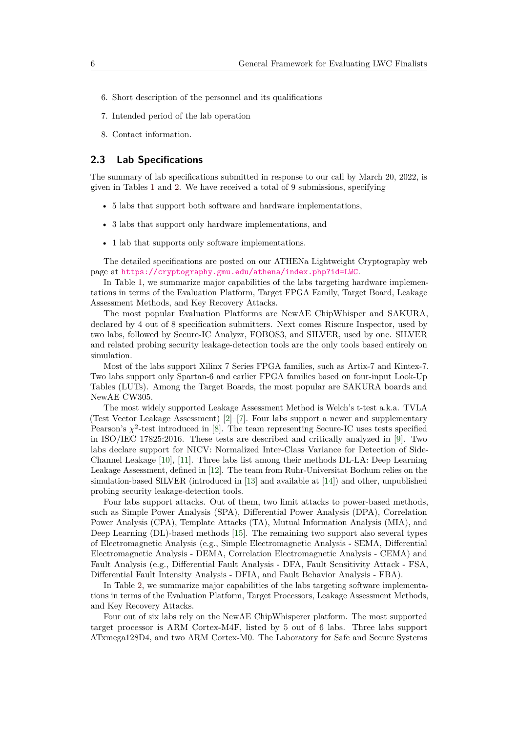6. Short description of the personnel and its qualifications
7. Intended period of the lab operation
8. Contact information.

## 2.3 Lab Specifications

The summary of lab specifications submitted in response to our call by March 20, 2022, is given in Tables 1 and 2. We have received a total of 9 submissions, specifying

- 5 labs that support both software and hardware implementations,
- 3 labs that support only hardware implementations, and
- 1 lab that supports only software implementations.

The detailed specifications are posted on our ATHENa Lightweight Cryptography web page at https://cryptography.gmu.edu/athena/index.php?id=LWC.

In Table 1, we summarize major capabilities of the labs targeting hardware implementations in terms of the Evaluation Platform, Target FPGA Family, Target Board, Leakage Assessment Methods, and Key Recovery Attacks.

The most popular Evaluation Platforms are NewAE ChipWhisper and SAKURA, declared by 4 out of 8 specification submitters. Next comes Riscure Inspector, used by two labs, followed by Secure-IC Analyzr, FOBOS3, and SILVER, used by one. SILVER and related probing security leakage-detection tools are the only tools based entirely on simulation.

Most of the labs support Xilinx 7 Series FPGA families, such as Artix-7 and Kintex-7. Two labs support only Spartan-6 and earlier FPGA families based on four-input Look-Up Tables (LUTs). Among the Target Boards, the most popular are SAKURA boards and NewAE CW305.

The most widely supported Leakage Assessment Method is Welch's t-test a.k.a. TVLA (Test Vector Leakage Assessment) [2]–[7]. Four labs support a newer and supplementary Pearson's $\chi^2$-test introduced in [8]. The team representing Secure-IC uses tests specified in ISO/IEC 17825:2016. These tests are described and critically analyzed in [9]. Two labs declare support for NICV: Normalized Inter-Class Variance for Detection of Side-Channel Leakage [10], [11]. Three labs list among their methods DL-LA: Deep Learning Leakage Assessment, defined in [12]. The team from Ruhr-Universitat Bochum relies on the simulation-based SILVER (introduced in [13] and available at [14]) and other, unpublished probing security leakage-detection tools.

Four labs support attacks. Out of them, two limit attacks to power-based methods, such as Simple Power Analysis (SPA), Differential Power Analysis (DPA), Correlation Power Analysis (CPA), Template Attacks (TA), Mutual Information Analysis (MIA), and Deep Learning (DL)-based methods [15]. The remaining two support also several types of Electromagnetic Analysis (e.g., Simple Electromagnetic Analysis - SEMA, Differential Electromagnetic Analysis - DEMA, Correlation Electromagnetic Analysis - CEMA) and Fault Analysis (e.g., Differential Fault Analysis - DFA, Fault Sensitivity Attack - FSA, Differential Fault Intensity Analysis - DFIA, and Fault Behavior Analysis - FBA).

In Table 2, we summarize major capabilities of the labs targeting software implementations in terms of the Evaluation Platform, Target Processors, Leakage Assessment Methods, and Key Recovery Attacks.

Four out of six labs rely on the NewAE ChipWhisperer platform. The most supported target processor is ARM Cortex-M4F, listed by 5 out of 6 labs. Three labs support ATxmega128D4, and two ARM Cortex-M0. The Laboratory for Safe and Secure Systems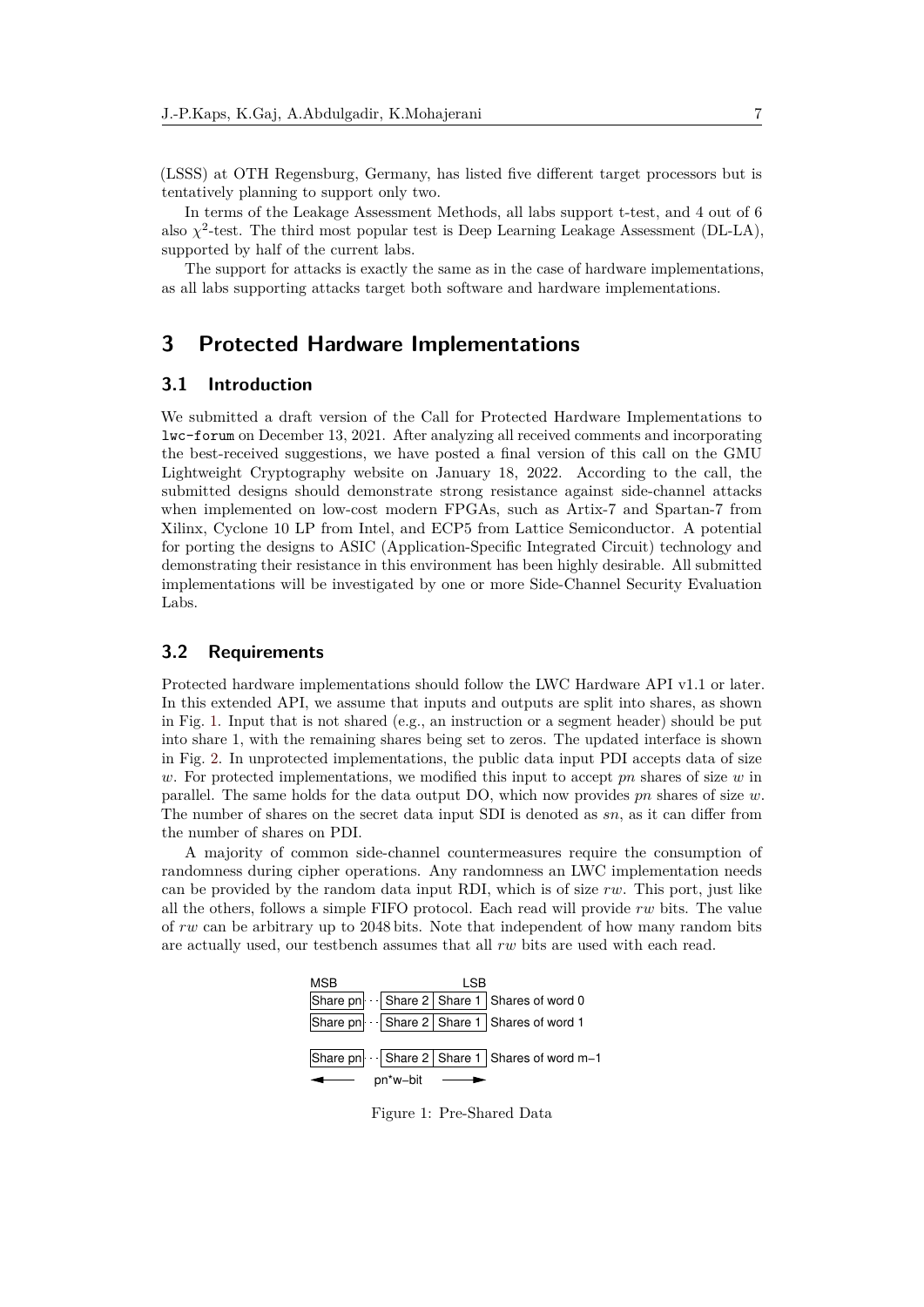(LSSS) at OTH Regensburg, Germany, has listed five different target processors but is tentatively planning to support only two.

In terms of the Leakage Assessment Methods, all labs support t-test, and 4 out of 6 also $\chi^2$-test. The third most popular test is Deep Learning Leakage Assessment (DL-LA), supported by half of the current labs.

The support for attacks is exactly the same as in the case of hardware implementations, as all labs supporting attacks target both software and hardware implementations.

## 3 Protected Hardware Implementations

### 3.1 Introduction

We submitted a draft version of the Call for Protected Hardware Implementations to `lwc-forum` on December 13, 2021. After analyzing all received comments and incorporating the best-received suggestions, we have posted a final version of this call on the GMU Lightweight Cryptography website on January 18, 2022. According to the call, the submitted designs should demonstrate strong resistance against side-channel attacks when implemented on low-cost modern FPGAs, such as Artix-7 and Spartan-7 from Xilinx, Cyclone 10 LP from Intel, and ECP5 from Lattice Semiconductor. A potential for porting the designs to ASIC (Application-Specific Integrated Circuit) technology and demonstrating their resistance in this environment has been highly desirable. All submitted implementations will be investigated by one or more Side-Channel Security Evaluation Labs.

### 3.2 Requirements

Protected hardware implementations should follow the LWC Hardware API v1.1 or later. In this extended API, we assume that inputs and outputs are split into shares, as shown in Fig. 1. Input that is not shared (e.g., an instruction or a segment header) should be put into share 1, with the remaining shares being set to zeros. The updated interface is shown in Fig. 2. In unprotected implementations, the public data input PDI accepts data of size $w$. For protected implementations, we modified this input to accept $pn$ shares of size $w$ in parallel. The same holds for the data output DO, which now provides $pn$ shares of size $w$. The number of shares on the secret data input SDI is denoted as $sn$, as it can differ from the number of shares on PDI.

A majority of common side-channel countermeasures require the consumption of randomness during cipher operations. Any randomness an LWC implementation needs can be provided by the random data input RDI, which is of size $rw$. This port, just like all the others, follows a simple FIFO protocol. Each read will provide $rw$ bits. The value of $rw$ can be arbitrary up to 2048 bits. Note that independent of how many random bits are actually used, our testbench assumes that all $rw$ bits are used with each read.

| MSB | | | LSB | |
|---|---|---|---|---|
| Share pn | ⋯ | Share 2 | Share 1 | Shares of word 0 |
| Share pn | ⋯ | Share 2 | Share 1 | Shares of word 1 |
| Share pn | ⋯ | Share 2 | Share 1 | Shares of word m−1 |
| ← | pn*w–bit | → | | |

Figure 1: Pre-Shared Data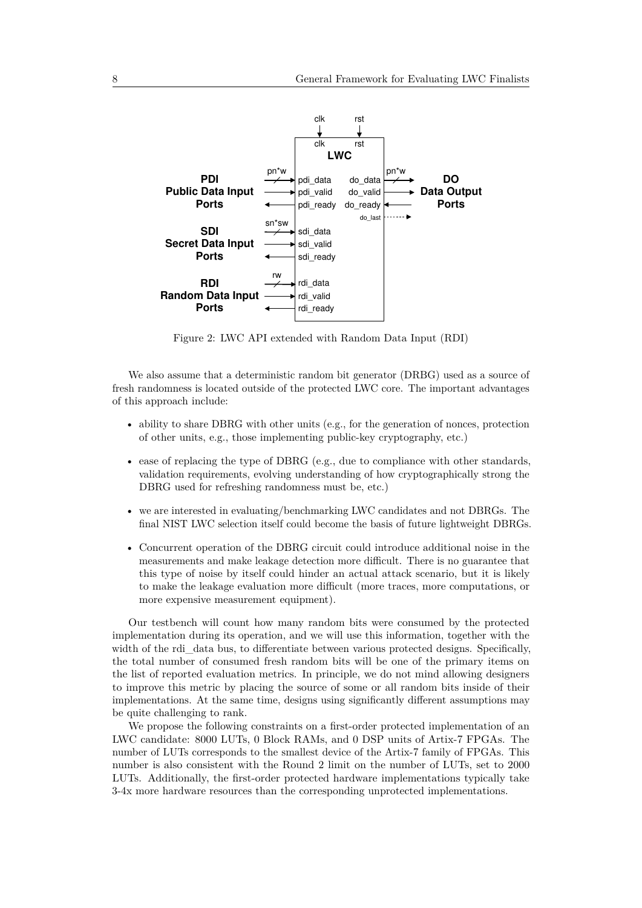Figure 2: LWC API extended with Random Data Input (RDI)

We also assume that a deterministic random bit generator (DRBG) used as a source of fresh randomness is located outside of the protected LWC core. The important advantages of this approach include:

- ability to share DBRG with other units (e.g., for the generation of nonces, protection of other units, e.g., those implementing public-key cryptography, etc.)
- ease of replacing the type of DBRG (e.g., due to compliance with other standards, validation requirements, evolving understanding of how cryptographically strong the DBRG used for refreshing randomness must be, etc.)
- we are interested in evaluating/benchmarking LWC candidates and not DBRGs. The final NIST LWC selection itself could become the basis of future lightweight DBRGs.
- Concurrent operation of the DBRG circuit could introduce additional noise in the measurements and make leakage detection more difficult. There is no guarantee that this type of noise by itself could hinder an actual attack scenario, but it is likely to make the leakage evaluation more difficult (more traces, more computations, or more expensive measurement equipment).

Our testbench will count how many random bits were consumed by the protected implementation during its operation, and we will use this information, together with the width of the rdi_data bus, to differentiate between various protected designs. Specifically, the total number of consumed fresh random bits will be one of the primary items on the list of reported evaluation metrics. In principle, we do not mind allowing designers to improve this metric by placing the source of some or all random bits inside of their implementations. At the same time, designs using significantly different assumptions may be quite challenging to rank.

We propose the following constraints on a first-order protected implementation of an LWC candidate: 8000 LUTs, 0 Block RAMs, and 0 DSP units of Artix-7 FPGAs. The number of LUTs corresponds to the smallest device of the Artix-7 family of FPGAs. This number is also consistent with the Round 2 limit on the number of LUTs, set to 2000 LUTs. Additionally, the first-order protected hardware implementations typically take 3-4x more hardware resources than the corresponding unprotected implementations.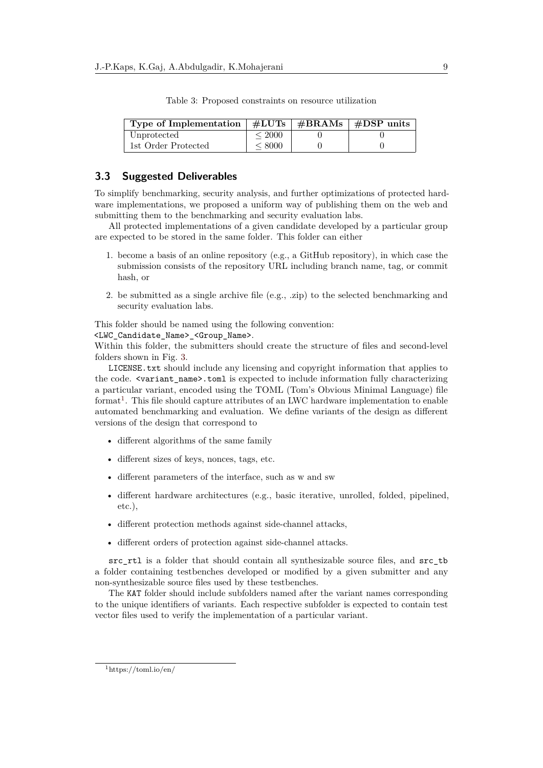Table 3: Proposed constraints on resource utilization

| Type of Implementation | #LUTs | #BRAMs | #DSP units |
| --- | --- | --- | --- |
| Unprotected | $\leq 2000$ | 0 | 0 |
| 1st Order Protected | $\leq 8000$ | 0 | 0 |

### 3.3 Suggested Deliverables

To simplify benchmarking, security analysis, and further optimizations of protected hardware implementations, we proposed a uniform way of publishing them on the web and submitting them to the benchmarking and security evaluation labs.

All protected implementations of a given candidate developed by a particular group are expected to be stored in the same folder. This folder can either

1. become a basis of an online repository (e.g., a GitHub repository), in which case the submission consists of the repository URL including branch name, tag, or commit hash, or
2. be submitted as a single archive file (e.g., .zip) to the selected benchmarking and security evaluation labs.

This folder should be named using the following convention:
`<LWC_Candidate_Name>_<Group_Name>`.
Within this folder, the submitters should create the structure of files and second-level folders shown in Fig. 3.

`LICENSE.txt` should include any licensing and copyright information that applies to the code. `<variant_name>.toml` is expected to include information fully characterizing a particular variant, encoded using the TOML (Tom's Obvious Minimal Language) file format[1]. This file should capture attributes of an LWC hardware implementation to enable automated benchmarking and evaluation. We define variants of the design as different versions of the design that correspond to

- different algorithms of the same family
- different sizes of keys, nonces, tags, etc.
- different parameters of the interface, such as w and sw
- different hardware architectures (e.g., basic iterative, unrolled, folded, pipelined, etc.),
- different protection methods against side-channel attacks,
- different orders of protection against side-channel attacks.

`src_rtl` is a folder that should contain all synthesizable source files, and `src_tb` a folder containing testbenches developed or modified by a given submitter and any non-synthesizable source files used by these testbenches.

The `KAT` folder should include subfolders named after the variant names corresponding to the unique identifiers of variants. Each respective subfolder is expected to contain test vector files used to verify the implementation of a particular variant.

[1] https://toml.io/en/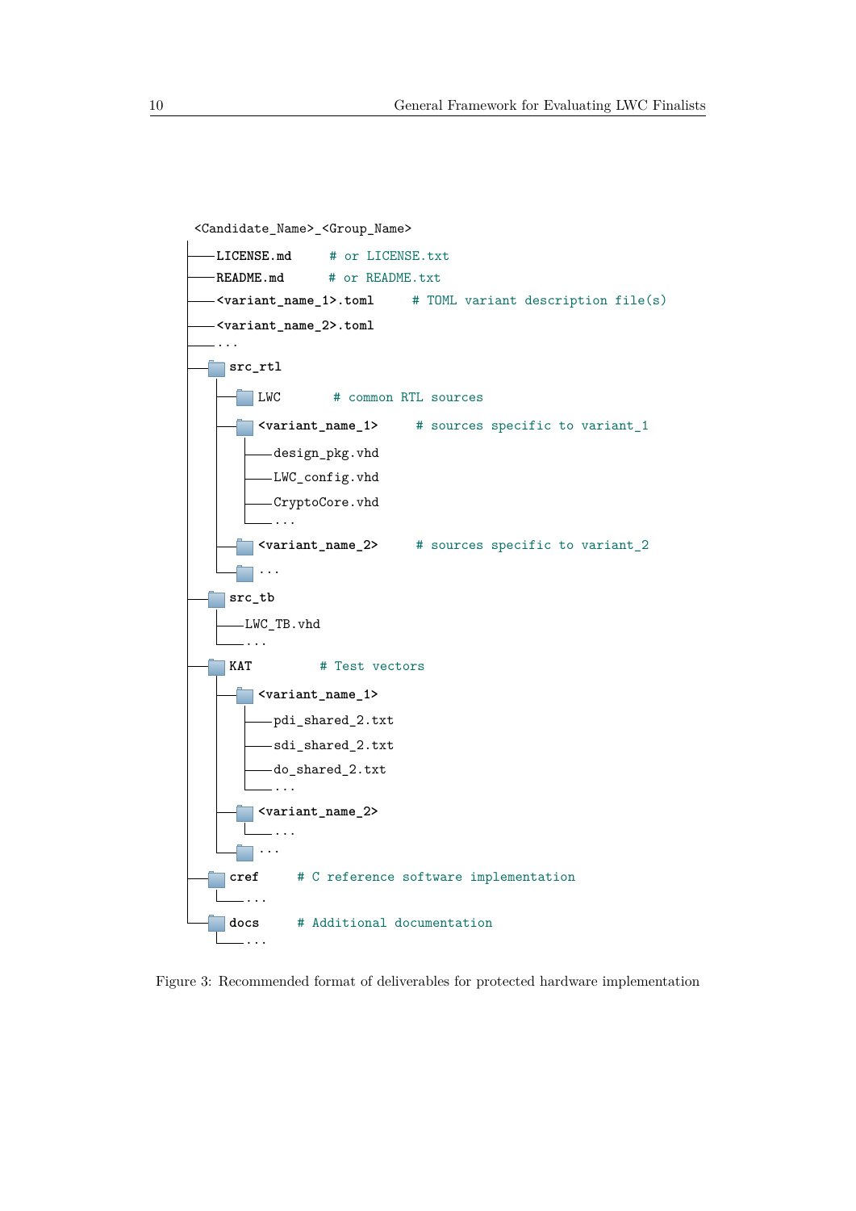```
<Candidate_Name>_<Group_Name>
├── LICENSE.md        # or LICENSE.txt
├── README.md         # or README.txt
├── <variant_name_1>.toml     # TOML variant description file(s)
├── <variant_name_2>.toml
├── ...
├── src_rtl
│   ├── LWC           # common RTL sources
│   ├── <variant_name_1>     # sources specific to variant_1
│   │   ├── design_pkg.vhd
│   │   ├── LWC_config.vhd
│   │   ├── CryptoCore.vhd
│   │   └── ...
│   ├── <variant_name_2>     # sources specific to variant_2
│   └── ...
├── src_tb
│   ├── LWC_TB.vhd
│   └── ...
├── KAT           # Test vectors
│   ├── <variant_name_1>
│   │   ├── pdi_shared_2.txt
│   │   ├── sdi_shared_2.txt
│   │   ├── do_shared_2.txt
│   │   └── ...
│   ├── <variant_name_2>
│   │   └── ...
│   └── ...
├── cref      # C reference software implementation
│   └── ...
└── docs      # Additional documentation
    └── ...
```

Figure 3: Recommended format of deliverables for protected hardware implementation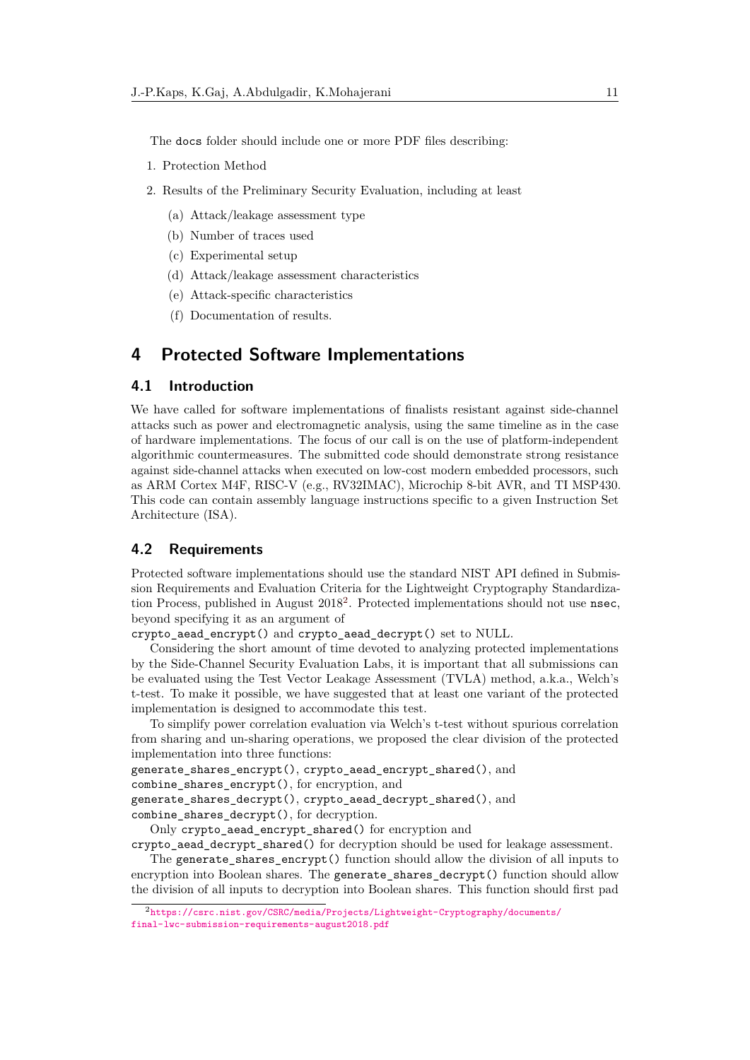The `docs` folder should include one or more PDF files describing:

1. Protection Method
2. Results of the Preliminary Security Evaluation, including at least
   (a) Attack/leakage assessment type
   (b) Number of traces used
   (c) Experimental setup
   (d) Attack/leakage assessment characteristics
   (e) Attack-specific characteristics
   (f) Documentation of results.

# 4 Protected Software Implementations

## 4.1 Introduction

We have called for software implementations of finalists resistant against side-channel attacks such as power and electromagnetic analysis, using the same timeline as in the case of hardware implementations. The focus of our call is on the use of platform-independent algorithmic countermeasures. The submitted code should demonstrate strong resistance against side-channel attacks when executed on low-cost modern embedded processors, such as ARM Cortex M4F, RISC-V (e.g., RV32IMAC), Microchip 8-bit AVR, and TI MSP430. This code can contain assembly language instructions specific to a given Instruction Set Architecture (ISA).

## 4.2 Requirements

Protected software implementations should use the standard NIST API defined in Submission Requirements and Evaluation Criteria for the Lightweight Cryptography Standardization Process, published in August 2018[2]. Protected implementations should not use `nsec`, beyond specifying it as an argument of `crypto_aead_encrypt()` and `crypto_aead_decrypt()` set to NULL.

Considering the short amount of time devoted to analyzing protected implementations by the Side-Channel Security Evaluation Labs, it is important that all submissions can be evaluated using the Test Vector Leakage Assessment (TVLA) method, a.k.a., Welch's t-test. To make it possible, we have suggested that at least one variant of the protected implementation is designed to accommodate this test.

To simplify power correlation evaluation via Welch's t-test without spurious correlation from sharing and un-sharing operations, we proposed the clear division of the protected implementation into three functions: `generate_shares_encrypt()`, `crypto_aead_encrypt_shared()`, and `combine_shares_encrypt()`, for encryption, and `generate_shares_decrypt()`, `crypto_aead_decrypt_shared()`, and `combine_shares_decrypt()`, for decryption.

Only `crypto_aead_encrypt_shared()` for encryption and `crypto_aead_decrypt_shared()` for decryption should be used for leakage assessment.

The `generate_shares_encrypt()` function should allow the division of all inputs to encryption into Boolean shares. The `generate_shares_decrypt()` function should allow the division of all inputs to decryption into Boolean shares. This function should first pad

[2] https://csrc.nist.gov/CSRC/media/Projects/Lightweight-Cryptography/documents/final-lwc-submission-requirements-august2018.pdf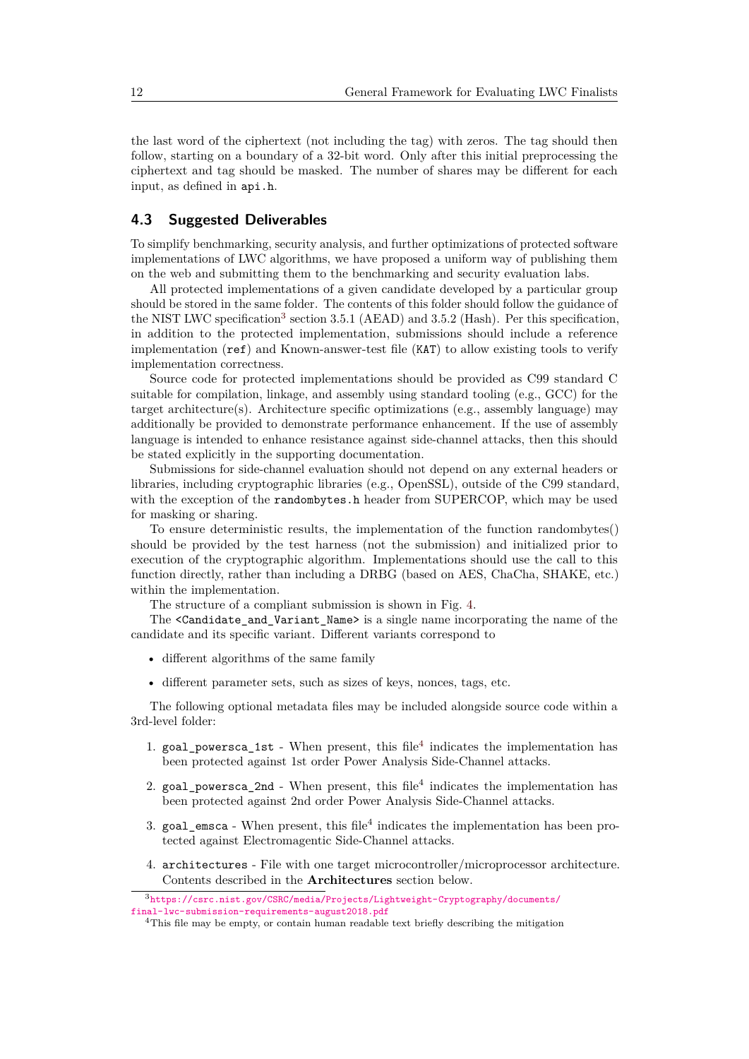the last word of the ciphertext (not including the tag) with zeros. The tag should then follow, starting on a boundary of a 32-bit word. Only after this initial preprocessing the ciphertext and tag should be masked. The number of shares may be different for each input, as defined in `api.h`.

## 4.3 Suggested Deliverables

To simplify benchmarking, security analysis, and further optimizations of protected software implementations of LWC algorithms, we have proposed a uniform way of publishing them on the web and submitting them to the benchmarking and security evaluation labs.

All protected implementations of a given candidate developed by a particular group should be stored in the same folder. The contents of this folder should follow the guidance of the NIST LWC specification[3] section 3.5.1 (AEAD) and 3.5.2 (Hash). Per this specification, in addition to the protected implementation, submissions should include a reference implementation (`ref`) and Known-answer-test file (`KAT`) to allow existing tools to verify implementation correctness.

Source code for protected implementations should be provided as C99 standard C suitable for compilation, linkage, and assembly using standard tooling (e.g., GCC) for the target architecture(s). Architecture specific optimizations (e.g., assembly language) may additionally be provided to demonstrate performance enhancement. If the use of assembly language is intended to enhance resistance against side-channel attacks, then this should be stated explicitly in the supporting documentation.

Submissions for side-channel evaluation should not depend on any external headers or libraries, including cryptographic libraries (e.g., OpenSSL), outside of the C99 standard, with the exception of the `randombytes.h` header from SUPERCOP, which may be used for masking or sharing.

To ensure deterministic results, the implementation of the function randombytes() should be provided by the test harness (not the submission) and initialized prior to execution of the cryptographic algorithm. Implementations should use the call to this function directly, rather than including a DRBG (based on AES, ChaCha, SHAKE, etc.) within the implementation.

The structure of a compliant submission is shown in Fig. 4.

The `<Candidate_and_Variant_Name>` is a single name incorporating the name of the candidate and its specific variant. Different variants correspond to

- different algorithms of the same family
- different parameter sets, such as sizes of keys, nonces, tags, etc.

The following optional metadata files may be included alongside source code within a 3rd-level folder:

1. `goal_powersca_1st` - When present, this file[4] indicates the implementation has been protected against 1st order Power Analysis Side-Channel attacks.
2. `goal_powersca_2nd` - When present, this file[4] indicates the implementation has been protected against 2nd order Power Analysis Side-Channel attacks.
3. `goal_emsca` - When present, this file[4] indicates the implementation has been protected against Electromagentic Side-Channel attacks.
4. `architectures` - File with one target microcontroller/microprocessor architecture. Contents described in the **Architectures** section below.

[3] https://csrc.nist.gov/CSRC/media/Projects/Lightweight-Cryptography/documents/final-lwc-submission-requirements-august2018.pdf

[4] This file may be empty, or contain human readable text briefly describing the mitigation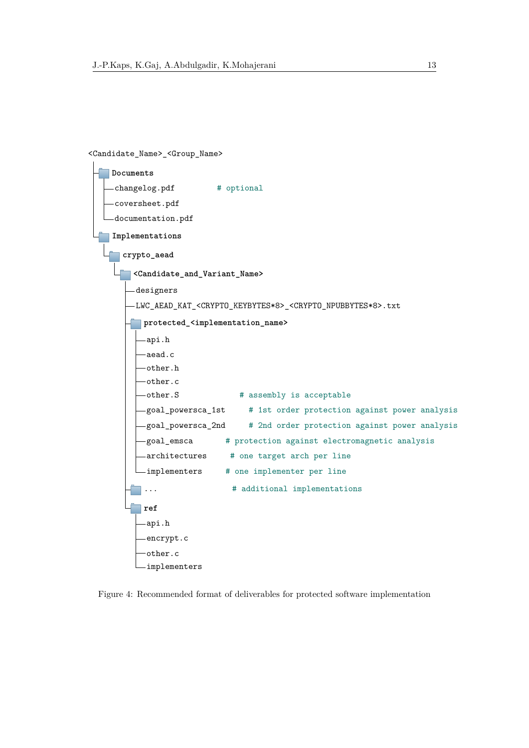```
<Candidate_Name>_<Group_Name>
├── Documents
│   ├── changelog.pdf          # optional
│   ├── coversheet.pdf
│   └── documentation.pdf
└── Implementations
    └── crypto_aead
        └── <Candidate_and_Variant_Name>
            ├── designers
            ├── LWC_AEAD_KAT_<CRYPTO_KEYBYTES*8>_<CRYPTO_NPUBBYTES*8>.txt
            ├── protected_<implementation_name>
            │   ├── api.h
            │   ├── aead.c
            │   ├── other.h
            │   ├── other.c
            │   ├── other.S              # assembly is acceptable
            │   ├── goal_powersca_1st     # 1st order protection against power analysis
            │   ├── goal_powersca_2nd     # 2nd order protection against power analysis
            │   ├── goal_emsca          # protection against electromagnetic analysis
            │   ├── architectures        # one target arch per line
            │   └── implementers        # one implementer per line
            ├── ...                     # additional implementations
            └── ref
                ├── api.h
                ├── encrypt.c
                ├── other.c
                └── implementers
```

Figure 4: Recommended format of deliverables for protected software implementation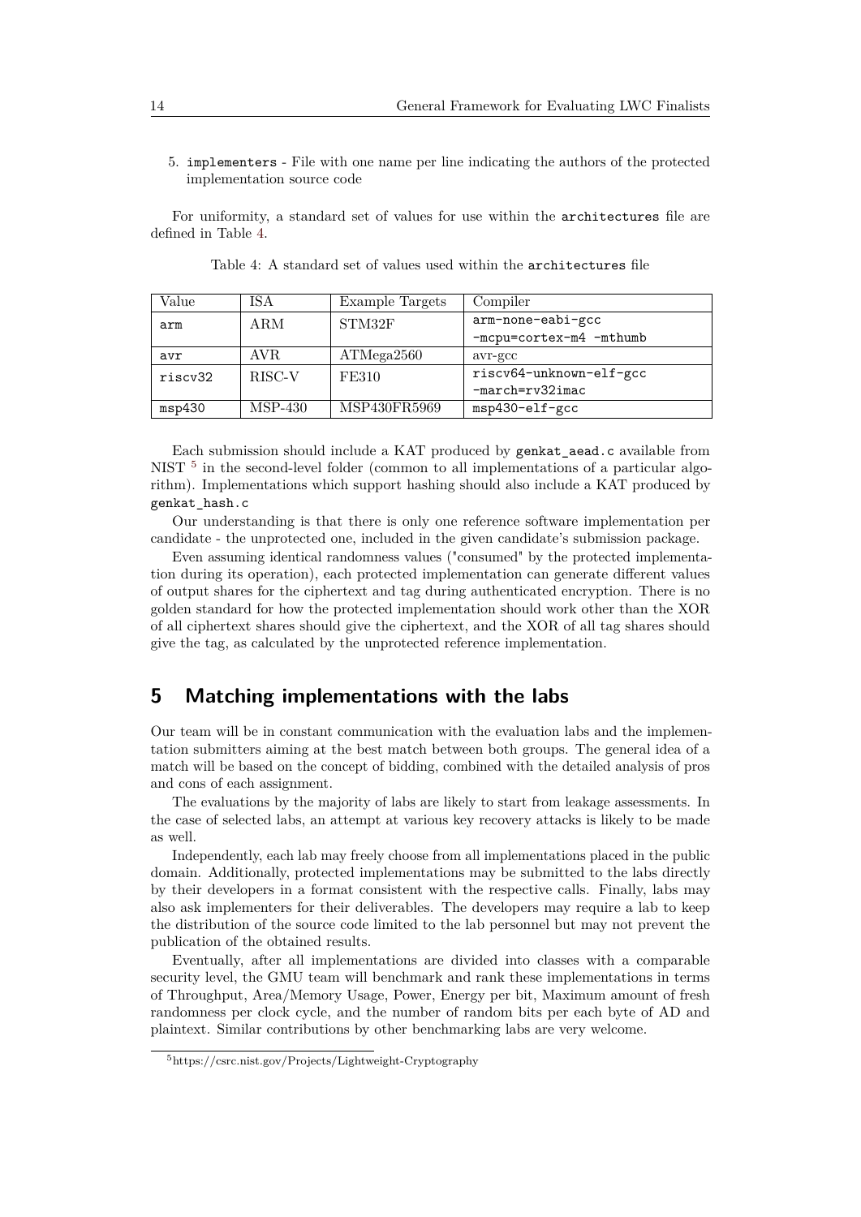5. `implementers` - File with one name per line indicating the authors of the protected implementation source code

For uniformity, a standard set of values for use within the `architectures` file are defined in Table 4.

Table 4: A standard set of values used within the `architectures` file

| Value | ISA | Example Targets | Compiler |
|---|---|---|---|
| `arm` | ARM | STM32F | `arm-none-eabi-gcc` `-mcpu=cortex-m4 -mthumb` |
| `avr` | AVR | ATMega2560 | avr-gcc |
| `riscv32` | RISC-V | FE310 | `riscv64-unknown-elf-gcc` `-march=rv32imac` |
| `msp430` | MSP-430 | MSP430FR5969 | `msp430-elf-gcc` |

Each submission should include a KAT produced by `genkat_aead.c` available from NIST [5] in the second-level folder (common to all implementations of a particular algorithm). Implementations which support hashing should also include a KAT produced by `genkat_hash.c`

Our understanding is that there is only one reference software implementation per candidate - the unprotected one, included in the given candidate's submission package.

Even assuming identical randomness values ("consumed" by the protected implementation during its operation), each protected implementation can generate different values of output shares for the ciphertext and tag during authenticated encryption. There is no golden standard for how the protected implementation should work other than the XOR of all ciphertext shares should give the ciphertext, and the XOR of all tag shares should give the tag, as calculated by the unprotected reference implementation.

# 5 Matching implementations with the labs

Our team will be in constant communication with the evaluation labs and the implementation submitters aiming at the best match between both groups. The general idea of a match will be based on the concept of bidding, combined with the detailed analysis of pros and cons of each assignment.

The evaluations by the majority of labs are likely to start from leakage assessments. In the case of selected labs, an attempt at various key recovery attacks is likely to be made as well.

Independently, each lab may freely choose from all implementations placed in the public domain. Additionally, protected implementations may be submitted to the labs directly by their developers in a format consistent with the respective calls. Finally, labs may also ask implementers for their deliverables. The developers may require a lab to keep the distribution of the source code limited to the lab personnel but may not prevent the publication of the obtained results.

Eventually, after all implementations are divided into classes with a comparable security level, the GMU team will benchmark and rank these implementations in terms of Throughput, Area/Memory Usage, Power, Energy per bit, Maximum amount of fresh randomness per clock cycle, and the number of random bits per each byte of AD and plaintext. Similar contributions by other benchmarking labs are very welcome.

[5] https://csrc.nist.gov/Projects/Lightweight-Cryptography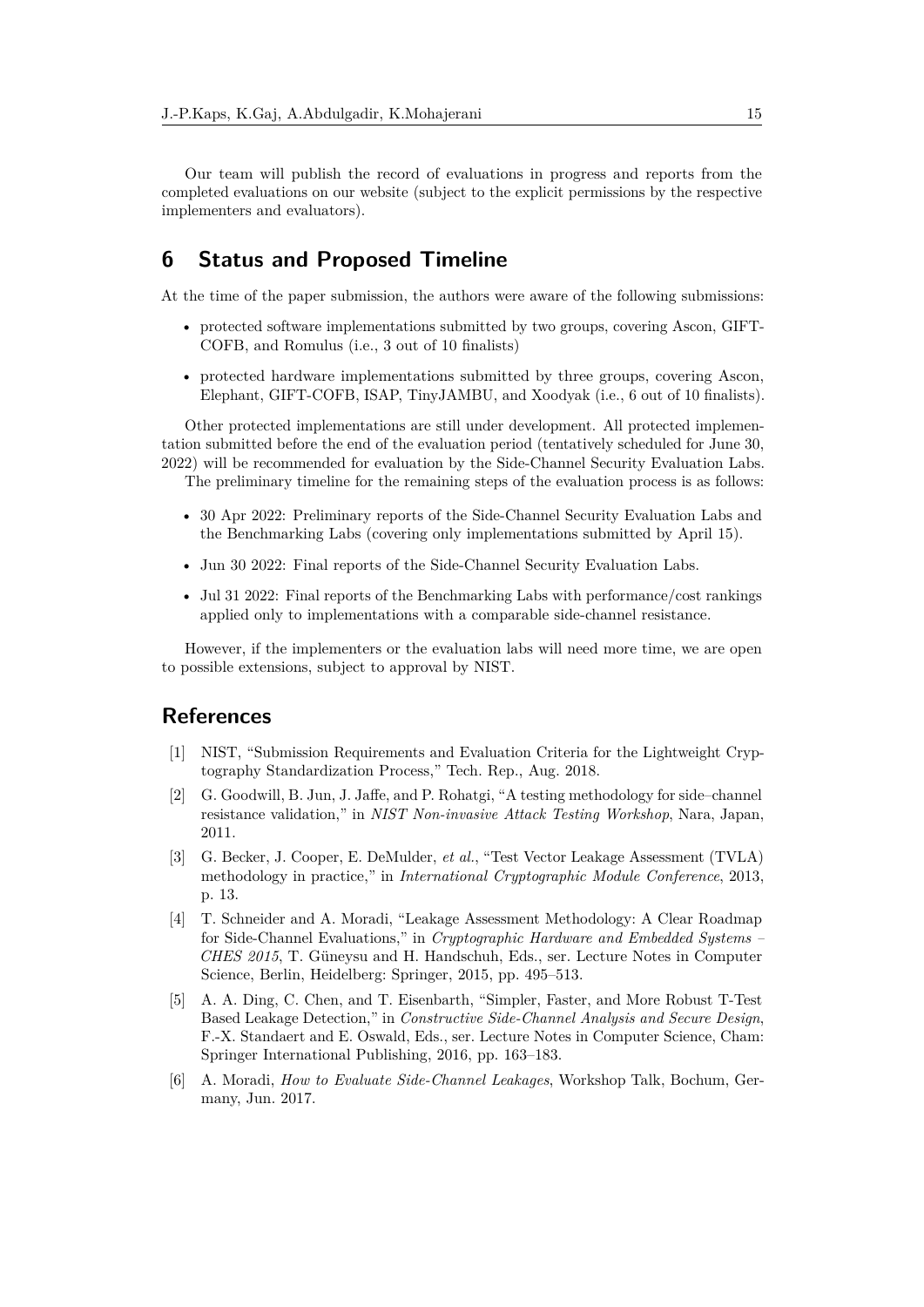Our team will publish the record of evaluations in progress and reports from the completed evaluations on our website (subject to the explicit permissions by the respective implementers and evaluators).

## 6 Status and Proposed Timeline

At the time of the paper submission, the authors were aware of the following submissions:

- protected software implementations submitted by two groups, covering Ascon, GIFT-COFB, and Romulus (i.e., 3 out of 10 finalists)
- protected hardware implementations submitted by three groups, covering Ascon, Elephant, GIFT-COFB, ISAP, TinyJAMBU, and Xoodyak (i.e., 6 out of 10 finalists).

Other protected implementations are still under development. All protected implementation submitted before the end of the evaluation period (tentatively scheduled for June 30, 2022) will be recommended for evaluation by the Side-Channel Security Evaluation Labs.

The preliminary timeline for the remaining steps of the evaluation process is as follows:

- 30 Apr 2022: Preliminary reports of the Side-Channel Security Evaluation Labs and the Benchmarking Labs (covering only implementations submitted by April 15).
- Jun 30 2022: Final reports of the Side-Channel Security Evaluation Labs.
- Jul 31 2022: Final reports of the Benchmarking Labs with performance/cost rankings applied only to implementations with a comparable side-channel resistance.

However, if the implementers or the evaluation labs will need more time, we are open to possible extensions, subject to approval by NIST.

## References

[1] NIST, "Submission Requirements and Evaluation Criteria for the Lightweight Cryptography Standardization Process," Tech. Rep., Aug. 2018.

[2] G. Goodwill, B. Jun, J. Jaffe, and P. Rohatgi, "A testing methodology for side–channel resistance validation," in *NIST Non-invasive Attack Testing Workshop*, Nara, Japan, 2011.

[3] G. Becker, J. Cooper, E. DeMulder, *et al.*, "Test Vector Leakage Assessment (TVLA) methodology in practice," in *International Cryptographic Module Conference*, 2013, p. 13.

[4] T. Schneider and A. Moradi, "Leakage Assessment Methodology: A Clear Roadmap for Side-Channel Evaluations," in *Cryptographic Hardware and Embedded Systems – CHES 2015*, T. Güneysu and H. Handschuh, Eds., ser. Lecture Notes in Computer Science, Berlin, Heidelberg: Springer, 2015, pp. 495–513.

[5] A. A. Ding, C. Chen, and T. Eisenbarth, "Simpler, Faster, and More Robust T-Test Based Leakage Detection," in *Constructive Side-Channel Analysis and Secure Design*, F.-X. Standaert and E. Oswald, Eds., ser. Lecture Notes in Computer Science, Cham: Springer International Publishing, 2016, pp. 163–183.

[6] A. Moradi, *How to Evaluate Side-Channel Leakages*, Workshop Talk, Bochum, Germany, Jun. 2017.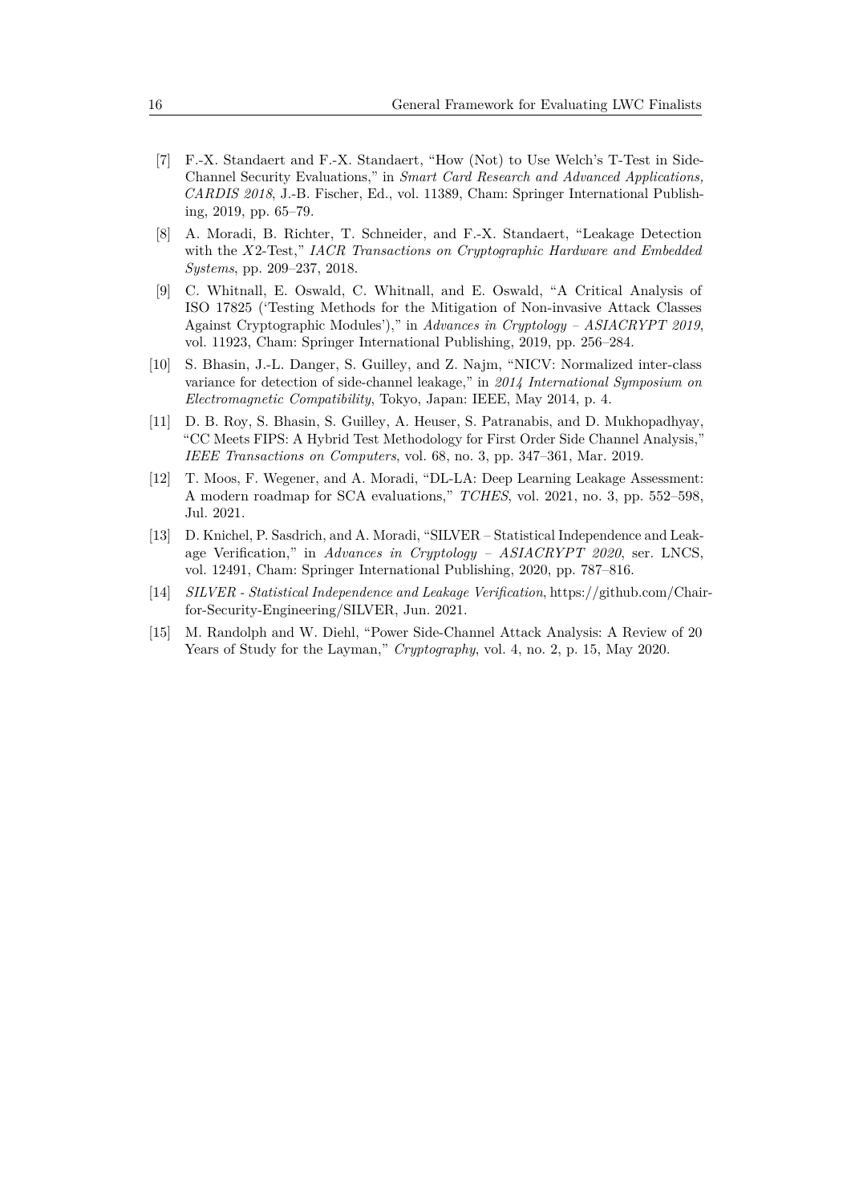[7] F.-X. Standaert and F.-X. Standaert, "How (Not) to Use Welch's T-Test in Side-Channel Security Evaluations," in *Smart Card Research and Advanced Applications, CARDIS 2018*, J.-B. Fischer, Ed., vol. 11389, Cham: Springer International Publishing, 2019, pp. 65–79.

[8] A. Moradi, B. Richter, T. Schneider, and F.-X. Standaert, "Leakage Detection with the $X2$-Test," *IACR Transactions on Cryptographic Hardware and Embedded Systems*, pp. 209–237, 2018.

[9] C. Whitnall, E. Oswald, C. Whitnall, and E. Oswald, "A Critical Analysis of ISO 17825 ('Testing Methods for the Mitigation of Non-invasive Attack Classes Against Cryptographic Modules')," in *Advances in Cryptology – ASIACRYPT 2019*, vol. 11923, Cham: Springer International Publishing, 2019, pp. 256–284.

[10] S. Bhasin, J.-L. Danger, S. Guilley, and Z. Najm, "NICV: Normalized inter-class variance for detection of side-channel leakage," in *2014 International Symposium on Electromagnetic Compatibility*, Tokyo, Japan: IEEE, May 2014, p. 4.

[11] D. B. Roy, S. Bhasin, S. Guilley, A. Heuser, S. Patranabis, and D. Mukhopadhyay, "CC Meets FIPS: A Hybrid Test Methodology for First Order Side Channel Analysis," *IEEE Transactions on Computers*, vol. 68, no. 3, pp. 347–361, Mar. 2019.

[12] T. Moos, F. Wegener, and A. Moradi, "DL-LA: Deep Learning Leakage Assessment: A modern roadmap for SCA evaluations," *TCHES*, vol. 2021, no. 3, pp. 552–598, Jul. 2021.

[13] D. Knichel, P. Sasdrich, and A. Moradi, "SILVER – Statistical Independence and Leakage Verification," in *Advances in Cryptology – ASIACRYPT 2020*, ser. LNCS, vol. 12491, Cham: Springer International Publishing, 2020, pp. 787–816.

[14] *SILVER - Statistical Independence and Leakage Verification*, https://github.com/Chair-for-Security-Engineering/SILVER, Jun. 2021.

[15] M. Randolph and W. Diehl, "Power Side-Channel Attack Analysis: A Review of 20 Years of Study for the Layman," *Cryptography*, vol. 4, no. 2, p. 15, May 2020.